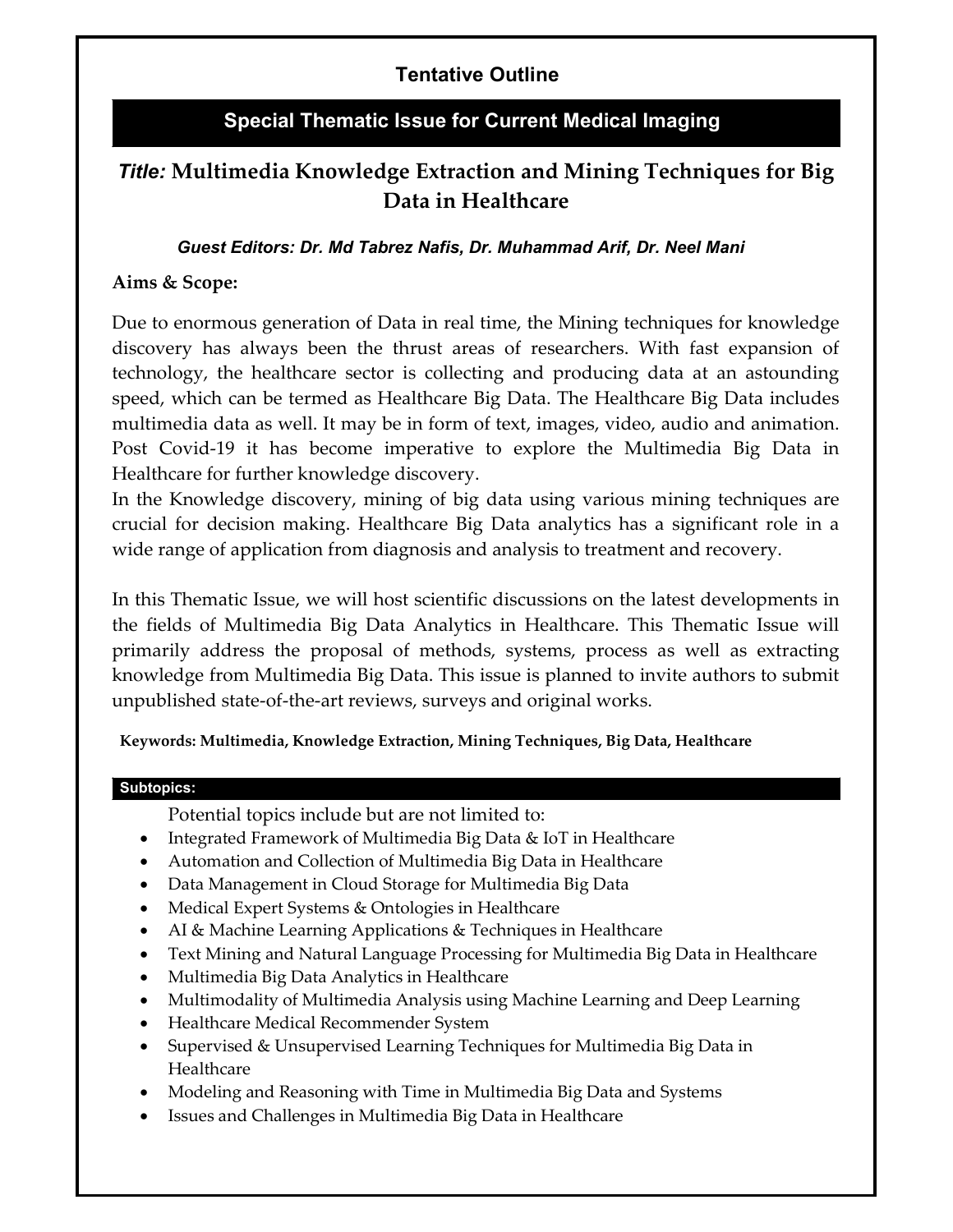## Tentative Outline

## Special Thematic Issue for Current Medical Imaging

# *Title:* Multimedia Knowledge Extraction and Mining Techniques for Big Data in Healthcare

***Guest Editors: Dr. Md Tabrez Nafis, Dr. Muhammad Arif, Dr. Neel Mani***

**Aims & Scope:**

Due to enormous generation of Data in real time, the Mining techniques for knowledge discovery has always been the thrust areas of researchers. With fast expansion of technology, the healthcare sector is collecting and producing data at an astounding speed, which can be termed as Healthcare Big Data. The Healthcare Big Data includes multimedia data as well. It may be in form of text, images, video, audio and animation. Post Covid-19 it has become imperative to explore the Multimedia Big Data in Healthcare for further knowledge discovery.
In the Knowledge discovery, mining of big data using various mining techniques are crucial for decision making. Healthcare Big Data analytics has a significant role in a wide range of application from diagnosis and analysis to treatment and recovery.

In this Thematic Issue, we will host scientific discussions on the latest developments in the fields of Multimedia Big Data Analytics in Healthcare. This Thematic Issue will primarily address the proposal of methods, systems, process as well as extracting knowledge from Multimedia Big Data. This issue is planned to invite authors to submit unpublished state-of-the-art reviews, surveys and original works.

**Keywords: Multimedia, Knowledge Extraction, Mining Techniques, Big Data, Healthcare**

**Subtopics:**

Potential topics include but are not limited to:

- Integrated Framework of Multimedia Big Data & IoT in Healthcare
- Automation and Collection of Multimedia Big Data in Healthcare
- Data Management in Cloud Storage for Multimedia Big Data
- Medical Expert Systems & Ontologies in Healthcare
- AI & Machine Learning Applications & Techniques in Healthcare
- Text Mining and Natural Language Processing for Multimedia Big Data in Healthcare
- Multimedia Big Data Analytics in Healthcare
- Multimodality of Multimedia Analysis using Machine Learning and Deep Learning
- Healthcare Medical Recommender System
- Supervised & Unsupervised Learning Techniques for Multimedia Big Data in Healthcare
- Modeling and Reasoning with Time in Multimedia Big Data and Systems
- Issues and Challenges in Multimedia Big Data in Healthcare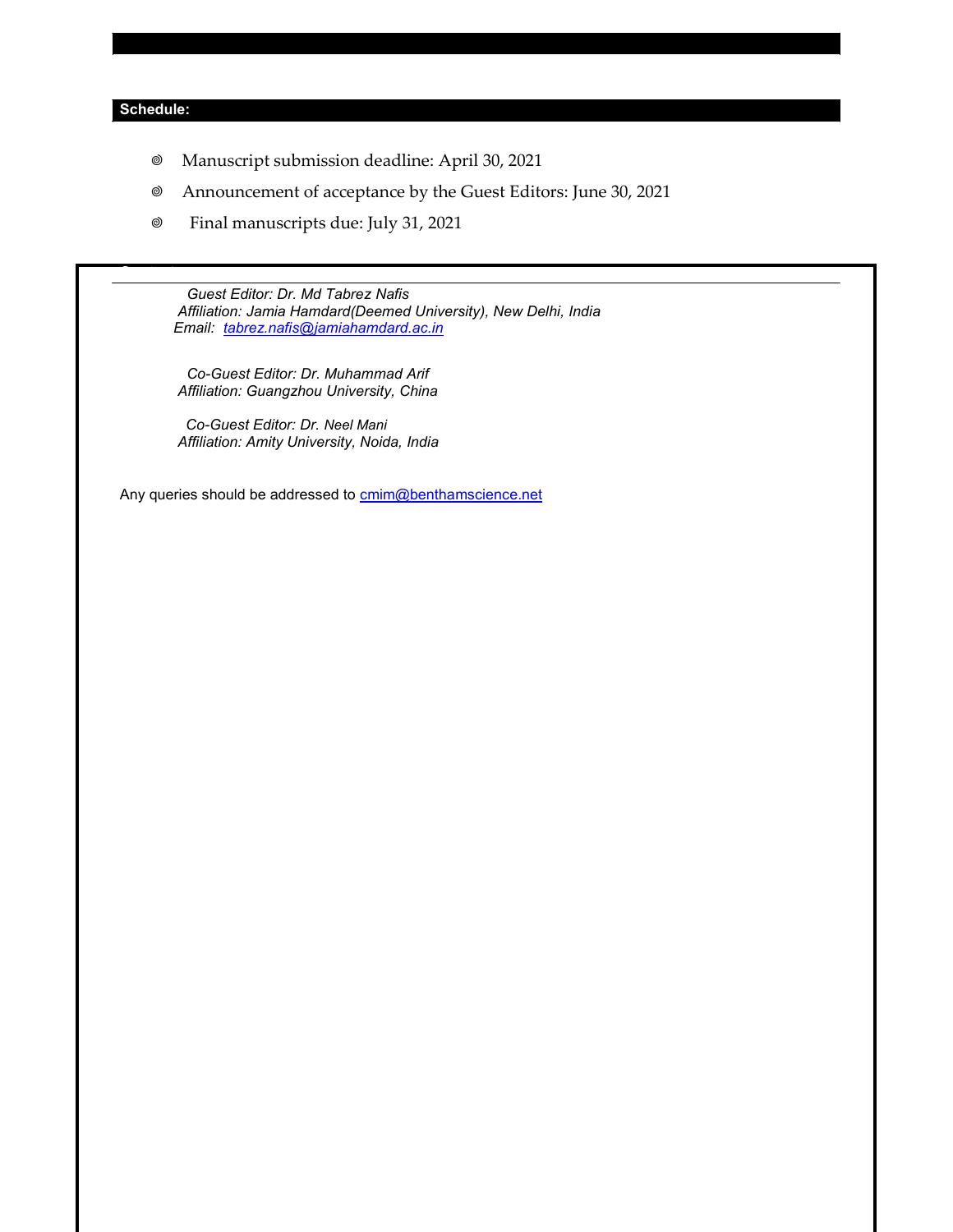## Schedule:

- Manuscript submission deadline: April 30, 2021
- Announcement of acceptance by the Guest Editors: June 30, 2021
- Final manuscripts due: July 31, 2021

*Guest Editor: Dr. Md Tabrez Nafis*
*Affiliation: Jamia Hamdard(Deemed University), New Delhi, India*
*Email: tabrez.nafis@jamiahamdard.ac.in*

*Co-Guest Editor: Dr. Muhammad Arif*
*Affiliation: Guangzhou University, China*

*Co-Guest Editor: Dr. Neel Mani*
*Affiliation: Amity University, Noida, India*

Any queries should be addressed to cmim@benthamscience.net